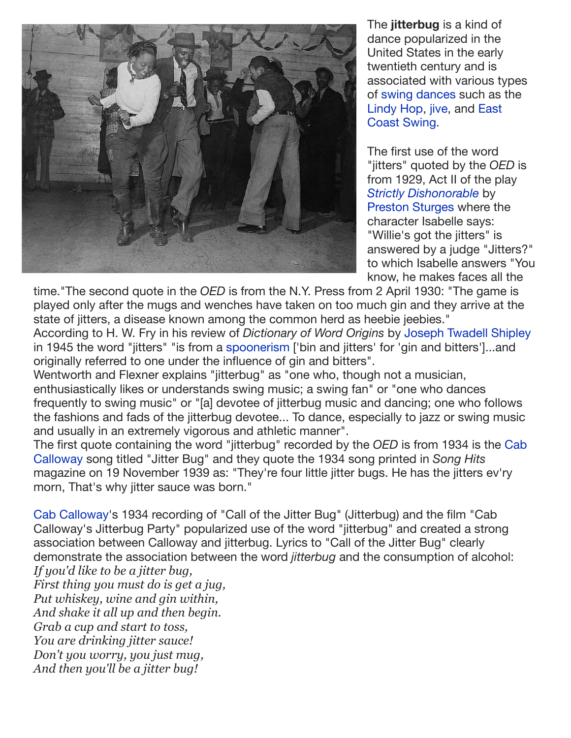The **jitterbug** is a kind of dance popularized in the United States in the early twentieth century and is associated with various types of swing dances such as the Lindy Hop, jive, and East Coast Swing.

The first use of the word "jitters" quoted by the *OED* is from 1929, Act II of the play *Strictly Dishonorable* by Preston Sturges where the character Isabelle says: "Willie's got the jitters" is answered by a judge "Jitters?" to which Isabelle answers "You know, he makes faces all the time."The second quote in the *OED* is from the N.Y. Press from 2 April 1930: "The game is played only after the mugs and wenches have taken on too much gin and they arrive at the state of jitters, a disease known among the common herd as heebie jeebies."
According to H. W. Fry in his review of *Dictionary of Word Origins* by Joseph Twadell Shipley in 1945 the word "jitters" "is from a spoonerism ['bin and jitters' for 'gin and bitters']...and originally referred to one under the influence of gin and bitters".
Wentworth and Flexner explains "jitterbug" as "one who, though not a musician, enthusiastically likes or understands swing music; a swing fan" or "one who dances frequently to swing music" or "[a] devotee of jitterbug music and dancing; one who follows the fashions and fads of the jitterbug devotee... To dance, especially to jazz or swing music and usually in an extremely vigorous and athletic manner".
The first quote containing the word "jitterbug" recorded by the *OED* is from 1934 is the Cab Calloway song titled "Jitter Bug" and they quote the 1934 song printed in *Song Hits* magazine on 19 November 1939 as: "They're four little jitter bugs. He has the jitters ev'ry morn, That's why jitter sauce was born."

Cab Calloway's 1934 recording of "Call of the Jitter Bug" (Jitterbug) and the film "Cab Calloway's Jitterbug Party" popularized use of the word "jitterbug" and created a strong association between Calloway and jitterbug. Lyrics to "Call of the Jitter Bug" clearly demonstrate the association between the word *jitterbug* and the consumption of alcohol:

*If you'd like to be a jitter bug,*
*First thing you must do is get a jug,*
*Put whiskey, wine and gin within,*
*And shake it all up and then begin.*
*Grab a cup and start to toss,*
*You are drinking jitter sauce!*
*Don't you worry, you just mug,*
*And then you'll be a jitter bug!*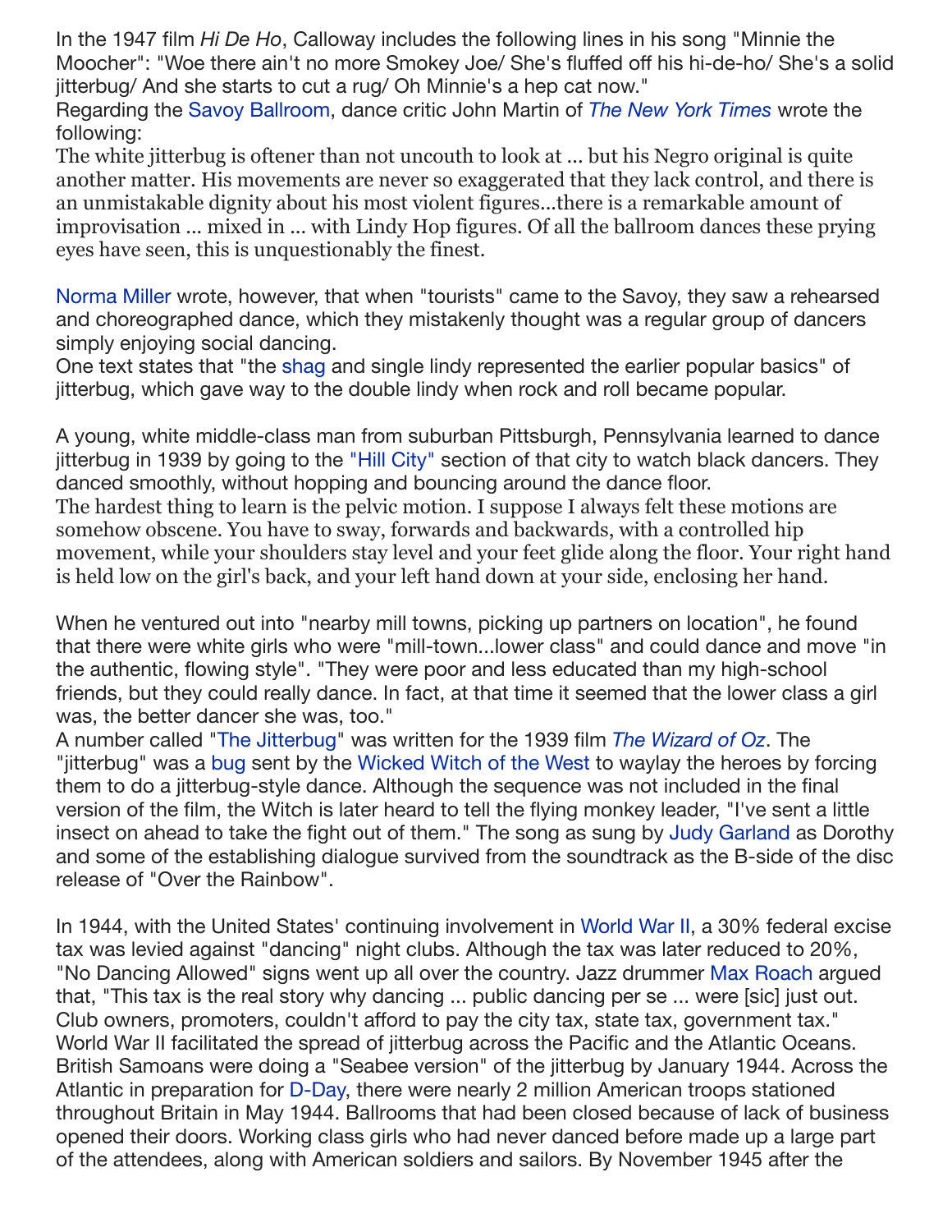In the 1947 film *Hi De Ho*, Calloway includes the following lines in his song "Minnie the Moocher": "Woe there ain't no more Smokey Joe/ She's fluffed off his hi-de-ho/ She's a solid jitterbug/ And she starts to cut a rug/ Oh Minnie's a hep cat now."

Regarding the Savoy Ballroom, dance critic John Martin of *The New York Times* wrote the following:

> The white jitterbug is oftener than not uncouth to look at ... but his Negro original is quite another matter. His movements are never so exaggerated that they lack control, and there is an unmistakable dignity about his most violent figures...there is a remarkable amount of improvisation ... mixed in ... with Lindy Hop figures. Of all the ballroom dances these prying eyes have seen, this is unquestionably the finest.

Norma Miller wrote, however, that when "tourists" came to the Savoy, they saw a rehearsed and choreographed dance, which they mistakenly thought was a regular group of dancers simply enjoying social dancing.

One text states that "the shag and single lindy represented the earlier popular basics" of jitterbug, which gave way to the double lindy when rock and roll became popular.

A young, white middle-class man from suburban Pittsburgh, Pennsylvania learned to dance jitterbug in 1939 by going to the "Hill City" section of that city to watch black dancers. They danced smoothly, without hopping and bouncing around the dance floor.

> The hardest thing to learn is the pelvic motion. I suppose I always felt these motions are somehow obscene. You have to sway, forwards and backwards, with a controlled hip movement, while your shoulders stay level and your feet glide along the floor. Your right hand is held low on the girl's back, and your left hand down at your side, enclosing her hand.

When he ventured out into "nearby mill towns, picking up partners on location", he found that there were white girls who were "mill-town...lower class" and could dance and move "in the authentic, flowing style". "They were poor and less educated than my high-school friends, but they could really dance. In fact, at that time it seemed that the lower class a girl was, the better dancer she was, too."

A number called "The Jitterbug" was written for the 1939 film *The Wizard of Oz*. The "jitterbug" was a bug sent by the Wicked Witch of the West to waylay the heroes by forcing them to do a jitterbug-style dance. Although the sequence was not included in the final version of the film, the Witch is later heard to tell the flying monkey leader, "I've sent a little insect on ahead to take the fight out of them." The song as sung by Judy Garland as Dorothy and some of the establishing dialogue survived from the soundtrack as the B-side of the disc release of "Over the Rainbow".

In 1944, with the United States' continuing involvement in World War II, a 30% federal excise tax was levied against "dancing" night clubs. Although the tax was later reduced to 20%, "No Dancing Allowed" signs went up all over the country. Jazz drummer Max Roach argued that, "This tax is the real story why dancing ... public dancing per se ... were [sic] just out. Club owners, promoters, couldn't afford to pay the city tax, state tax, government tax."

World War II facilitated the spread of jitterbug across the Pacific and the Atlantic Oceans. British Samoans were doing a "Seabee version" of the jitterbug by January 1944. Across the Atlantic in preparation for D-Day, there were nearly 2 million American troops stationed throughout Britain in May 1944. Ballrooms that had been closed because of lack of business opened their doors. Working class girls who had never danced before made up a large part of the attendees, along with American soldiers and sailors. By November 1945 after the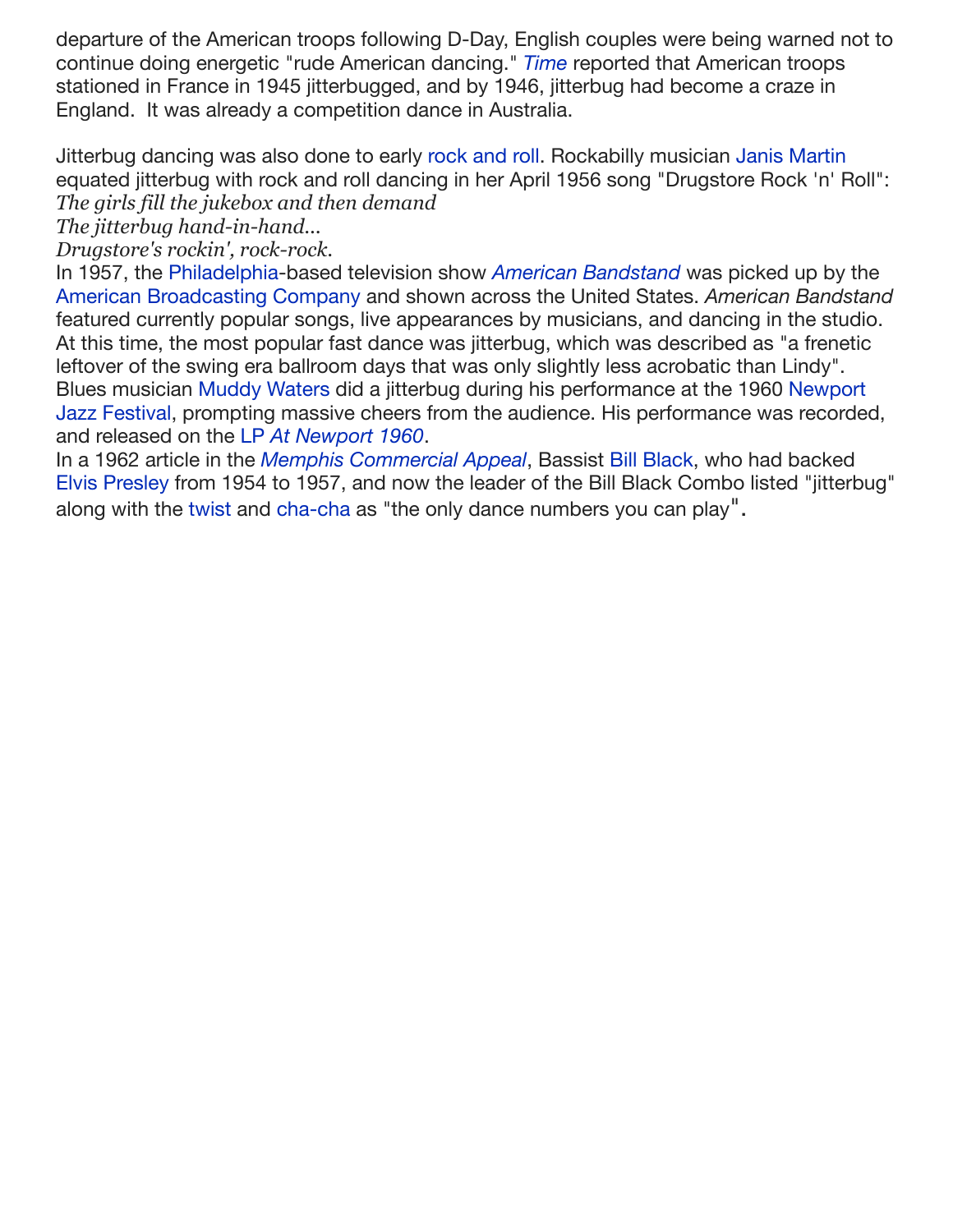departure of the American troops following D-Day, English couples were being warned not to continue doing energetic "rude American dancing." *Time* reported that American troops stationed in France in 1945 jitterbugged, and by 1946, jitterbug had become a craze in England. It was already a competition dance in Australia.

Jitterbug dancing was also done to early rock and roll. Rockabilly musician Janis Martin equated jitterbug with rock and roll dancing in her April 1956 song "Drugstore Rock 'n' Roll":
*The girls fill the jukebox and then demand*
*The jitterbug hand-in-hand...*
*Drugstore's rockin', rock-rock.*
In 1957, the Philadelphia-based television show *American Bandstand* was picked up by the American Broadcasting Company and shown across the United States. *American Bandstand* featured currently popular songs, live appearances by musicians, and dancing in the studio. At this time, the most popular fast dance was jitterbug, which was described as "a frenetic leftover of the swing era ballroom days that was only slightly less acrobatic than Lindy". Blues musician Muddy Waters did a jitterbug during his performance at the 1960 Newport Jazz Festival, prompting massive cheers from the audience. His performance was recorded, and released on the LP *At Newport 1960*.
In a 1962 article in the *Memphis Commercial Appeal*, Bassist Bill Black, who had backed Elvis Presley from 1954 to 1957, and now the leader of the Bill Black Combo listed "jitterbug" along with the twist and cha-cha as "the only dance numbers you can play".